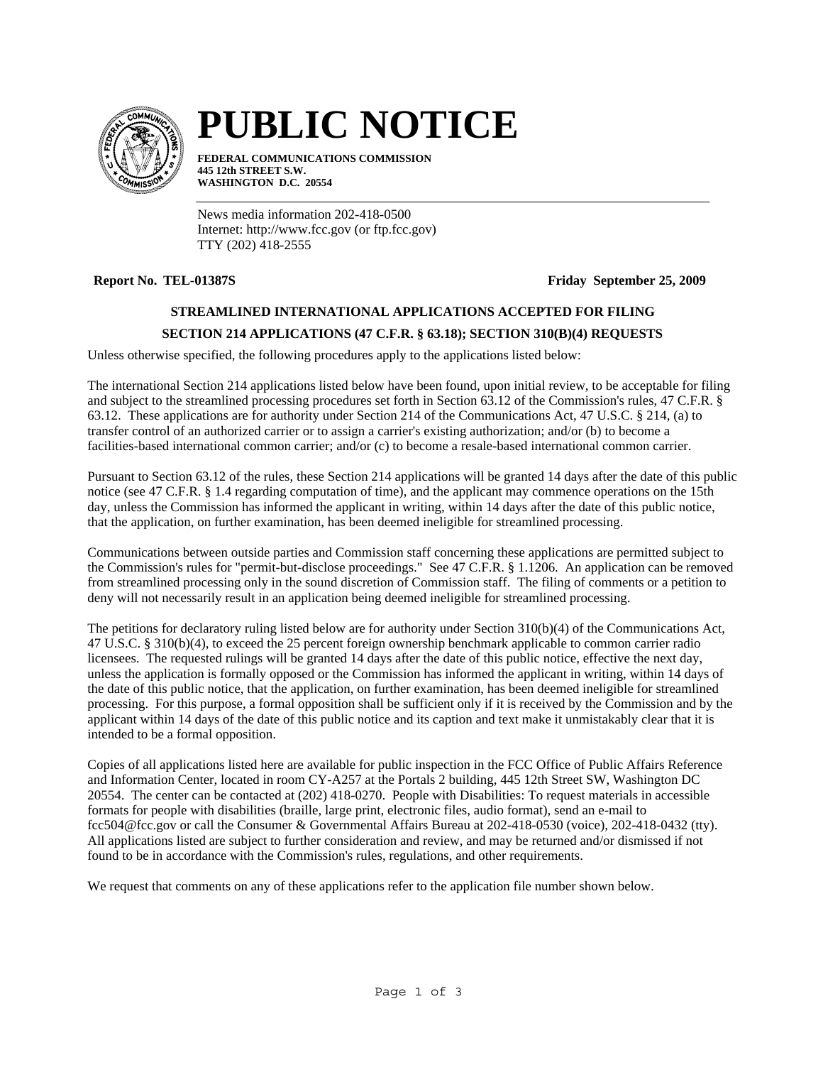# PUBLIC NOTICE

**FEDERAL COMMUNICATIONS COMMISSION**
**445 12th STREET S.W.**
**WASHINGTON D.C. 20554**

News media information 202-418-0500
Internet: http://www.fcc.gov (or ftp.fcc.gov)
TTY (202) 418-2555

**Report No. TEL-01387S** **Friday September 25, 2009**

## STREAMLINED INTERNATIONAL APPLICATIONS ACCEPTED FOR FILING

## SECTION 214 APPLICATIONS (47 C.F.R. § 63.18); SECTION 310(B)(4) REQUESTS

Unless otherwise specified, the following procedures apply to the applications listed below:

The international Section 214 applications listed below have been found, upon initial review, to be acceptable for filing and subject to the streamlined processing procedures set forth in Section 63.12 of the Commission's rules, 47 C.F.R. § 63.12. These applications are for authority under Section 214 of the Communications Act, 47 U.S.C. § 214, (a) to transfer control of an authorized carrier or to assign a carrier's existing authorization; and/or (b) to become a facilities-based international common carrier; and/or (c) to become a resale-based international common carrier.

Pursuant to Section 63.12 of the rules, these Section 214 applications will be granted 14 days after the date of this public notice (see 47 C.F.R. § 1.4 regarding computation of time), and the applicant may commence operations on the 15th day, unless the Commission has informed the applicant in writing, within 14 days after the date of this public notice, that the application, on further examination, has been deemed ineligible for streamlined processing.

Communications between outside parties and Commission staff concerning these applications are permitted subject to the Commission's rules for "permit-but-disclose proceedings." See 47 C.F.R. § 1.1206. An application can be removed from streamlined processing only in the sound discretion of Commission staff. The filing of comments or a petition to deny will not necessarily result in an application being deemed ineligible for streamlined processing.

The petitions for declaratory ruling listed below are for authority under Section 310(b)(4) of the Communications Act, 47 U.S.C. § 310(b)(4), to exceed the 25 percent foreign ownership benchmark applicable to common carrier radio licensees. The requested rulings will be granted 14 days after the date of this public notice, effective the next day, unless the application is formally opposed or the Commission has informed the applicant in writing, within 14 days of the date of this public notice, that the application, on further examination, has been deemed ineligible for streamlined processing. For this purpose, a formal opposition shall be sufficient only if it is received by the Commission and by the applicant within 14 days of the date of this public notice and its caption and text make it unmistakably clear that it is intended to be a formal opposition.

Copies of all applications listed here are available for public inspection in the FCC Office of Public Affairs Reference and Information Center, located in room CY-A257 at the Portals 2 building, 445 12th Street SW, Washington DC 20554. The center can be contacted at (202) 418-0270. People with Disabilities: To request materials in accessible formats for people with disabilities (braille, large print, electronic files, audio format), send an e-mail to fcc504@fcc.gov or call the Consumer & Governmental Affairs Bureau at 202-418-0530 (voice), 202-418-0432 (tty). All applications listed are subject to further consideration and review, and may be returned and/or dismissed if not found to be in accordance with the Commission's rules, regulations, and other requirements.

We request that comments on any of these applications refer to the application file number shown below.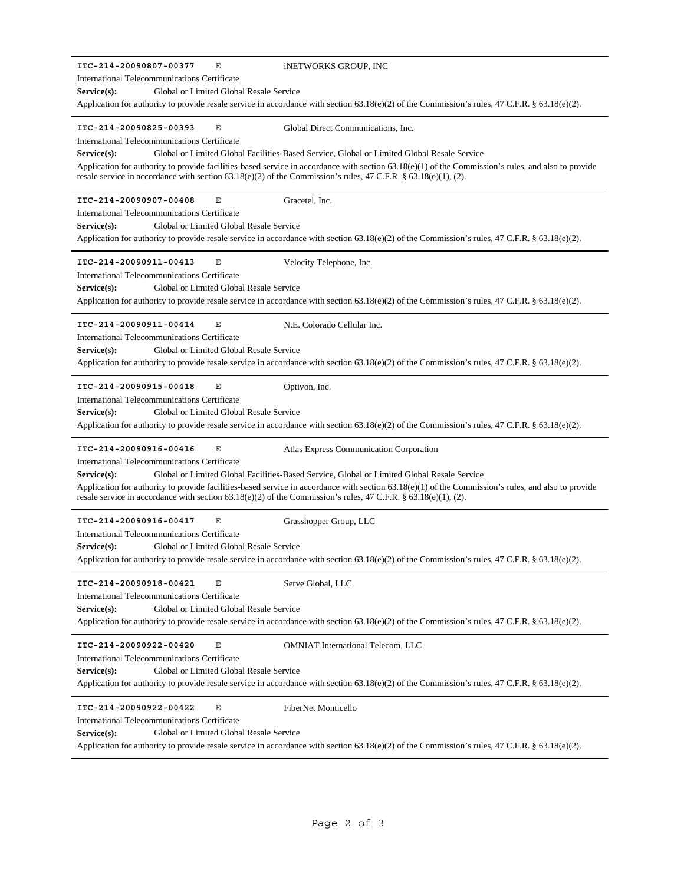**ITC-214-20090807-00377** E iNETWORKS GROUP, INC

International Telecommunications Certificate

**Service(s):** Global or Limited Global Resale Service

Application for authority to provide resale service in accordance with section 63.18(e)(2) of the Commission's rules, 47 C.F.R. § 63.18(e)(2).

---

**ITC-214-20090825-00393** E Global Direct Communications, Inc.

International Telecommunications Certificate

**Service(s):** Global or Limited Global Facilities-Based Service, Global or Limited Global Resale Service

Application for authority to provide facilities-based service in accordance with section 63.18(e)(1) of the Commission's rules, and also to provide resale service in accordance with section 63.18(e)(2) of the Commission's rules, 47 C.F.R. § 63.18(e)(1), (2).

---

**ITC-214-20090907-00408** E Gracetel, Inc.

International Telecommunications Certificate

**Service(s):** Global or Limited Global Resale Service

Application for authority to provide resale service in accordance with section 63.18(e)(2) of the Commission's rules, 47 C.F.R. § 63.18(e)(2).

---

**ITC-214-20090911-00413** E Velocity Telephone, Inc.

International Telecommunications Certificate

**Service(s):** Global or Limited Global Resale Service

Application for authority to provide resale service in accordance with section 63.18(e)(2) of the Commission's rules, 47 C.F.R. § 63.18(e)(2).

---

**ITC-214-20090911-00414** E N.E. Colorado Cellular Inc.

International Telecommunications Certificate

**Service(s):** Global or Limited Global Resale Service

Application for authority to provide resale service in accordance with section 63.18(e)(2) of the Commission's rules, 47 C.F.R. § 63.18(e)(2).

---

**ITC-214-20090915-00418** E Optivon, Inc.

International Telecommunications Certificate

**Service(s):** Global or Limited Global Resale Service

Application for authority to provide resale service in accordance with section 63.18(e)(2) of the Commission's rules, 47 C.F.R. § 63.18(e)(2).

---

**ITC-214-20090916-00416** E Atlas Express Communication Corporation

International Telecommunications Certificate

**Service(s):** Global or Limited Global Facilities-Based Service, Global or Limited Global Resale Service

Application for authority to provide facilities-based service in accordance with section 63.18(e)(1) of the Commission's rules, and also to provide resale service in accordance with section 63.18(e)(2) of the Commission's rules, 47 C.F.R. § 63.18(e)(1), (2).

---

**ITC-214-20090916-00417** E Grasshopper Group, LLC

International Telecommunications Certificate

**Service(s):** Global or Limited Global Resale Service

Application for authority to provide resale service in accordance with section 63.18(e)(2) of the Commission's rules, 47 C.F.R. § 63.18(e)(2).

---

**ITC-214-20090918-00421** E Serve Global, LLC

International Telecommunications Certificate

**Service(s):** Global or Limited Global Resale Service

Application for authority to provide resale service in accordance with section 63.18(e)(2) of the Commission's rules, 47 C.F.R. § 63.18(e)(2).

---

**ITC-214-20090922-00420** E OMNIAT International Telecom, LLC

International Telecommunications Certificate

**Service(s):** Global or Limited Global Resale Service

Application for authority to provide resale service in accordance with section 63.18(e)(2) of the Commission's rules, 47 C.F.R. § 63.18(e)(2).

---

**ITC-214-20090922-00422** E FiberNet Monticello

International Telecommunications Certificate

**Service(s):** Global or Limited Global Resale Service

Application for authority to provide resale service in accordance with section 63.18(e)(2) of the Commission's rules, 47 C.F.R. § 63.18(e)(2).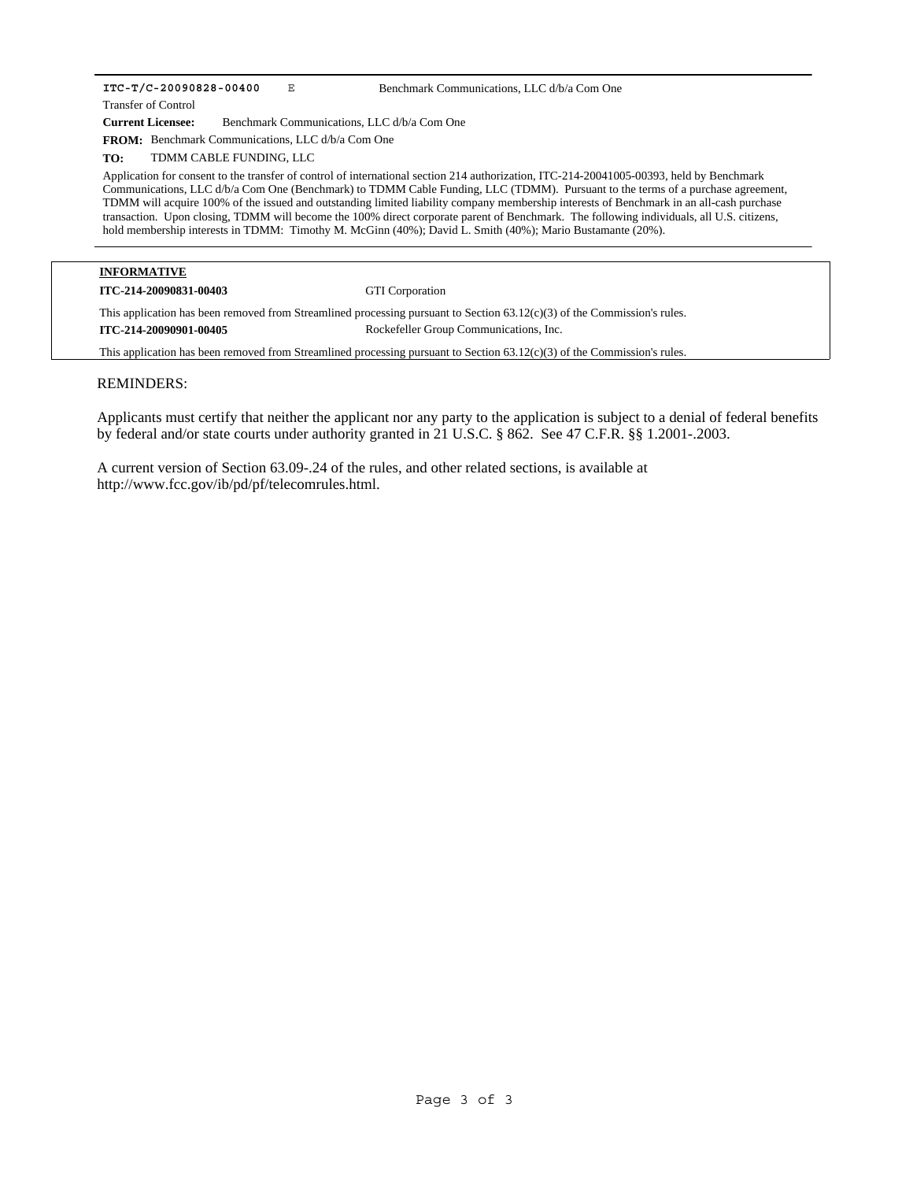**ITC-T/C-20090828-00400** E Benchmark Communications, LLC d/b/a Com One

Transfer of Control

**Current Licensee:** Benchmark Communications, LLC d/b/a Com One

**FROM:** Benchmark Communications, LLC d/b/a Com One

**TO:** TDMM CABLE FUNDING, LLC

Application for consent to the transfer of control of international section 214 authorization, ITC-214-20041005-00393, held by Benchmark Communications, LLC d/b/a Com One (Benchmark) to TDMM Cable Funding, LLC (TDMM). Pursuant to the terms of a purchase agreement, TDMM will acquire 100% of the issued and outstanding limited liability company membership interests of Benchmark in an all-cash purchase transaction. Upon closing, TDMM will become the 100% direct corporate parent of Benchmark. The following individuals, all U.S. citizens, hold membership interests in TDMM: Timothy M. McGinn (40%); David L. Smith (40%); Mario Bustamante (20%).

---

**INFORMATIVE**

**ITC-214-20090831-00403** GTI Corporation

This application has been removed from Streamlined processing pursuant to Section 63.12(c)(3) of the Commission's rules.

**ITC-214-20090901-00405** Rockefeller Group Communications, Inc.

This application has been removed from Streamlined processing pursuant to Section 63.12(c)(3) of the Commission's rules.

REMINDERS:

Applicants must certify that neither the applicant nor any party to the application is subject to a denial of federal benefits by federal and/or state courts under authority granted in 21 U.S.C. § 862. See 47 C.F.R. §§ 1.2001-.2003.

A current version of Section 63.09-.24 of the rules, and other related sections, is available at http://www.fcc.gov/ib/pd/pf/telecomrules.html.